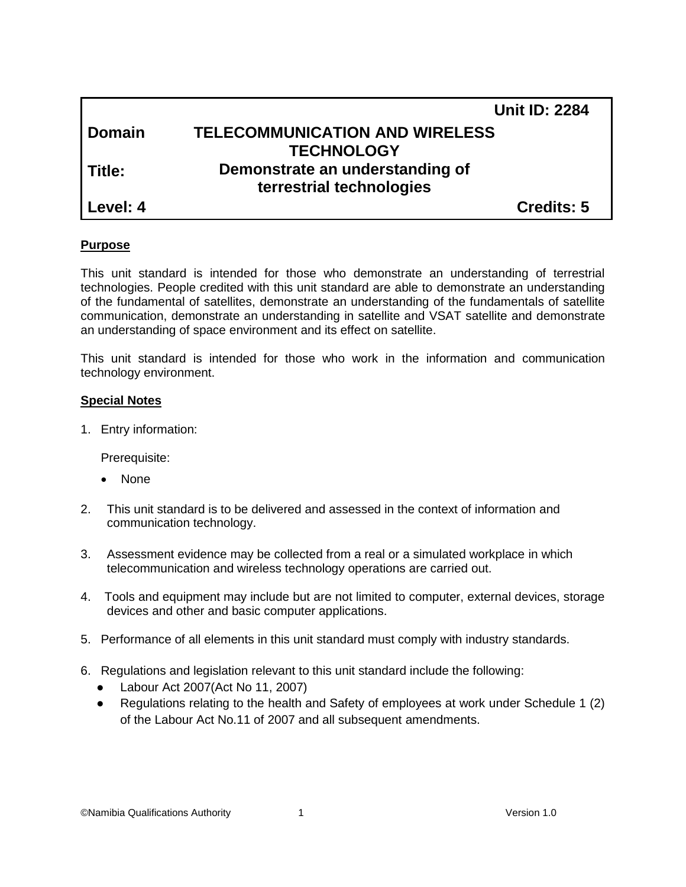| | Unit ID: 2284 |
|---|---|
| **Domain** | **TELECOMMUNICATION AND WIRELESS TECHNOLOGY** |
| **Title:** | **Demonstrate an understanding of terrestrial technologies** |
| **Level: 4** | **Credits: 5** |

**Purpose**

This unit standard is intended for those who demonstrate an understanding of terrestrial technologies. People credited with this unit standard are able to demonstrate an understanding of the fundamental of satellites, demonstrate an understanding of the fundamentals of satellite communication, demonstrate an understanding in satellite and VSAT satellite and demonstrate an understanding of space environment and its effect on satellite.

This unit standard is intended for those who work in the information and communication technology environment.

**Special Notes**

1. Entry information:

   Prerequisite:

   - None

2. This unit standard is to be delivered and assessed in the context of information and communication technology.

3. Assessment evidence may be collected from a real or a simulated workplace in which telecommunication and wireless technology operations are carried out.

4. Tools and equipment may include but are not limited to computer, external devices, storage devices and other and basic computer applications.

5. Performance of all elements in this unit standard must comply with industry standards.

6. Regulations and legislation relevant to this unit standard include the following:
   - Labour Act 2007(Act No 11, 2007)
   - Regulations relating to the health and Safety of employees at work under Schedule 1 (2) of the Labour Act No.11 of 2007 and all subsequent amendments.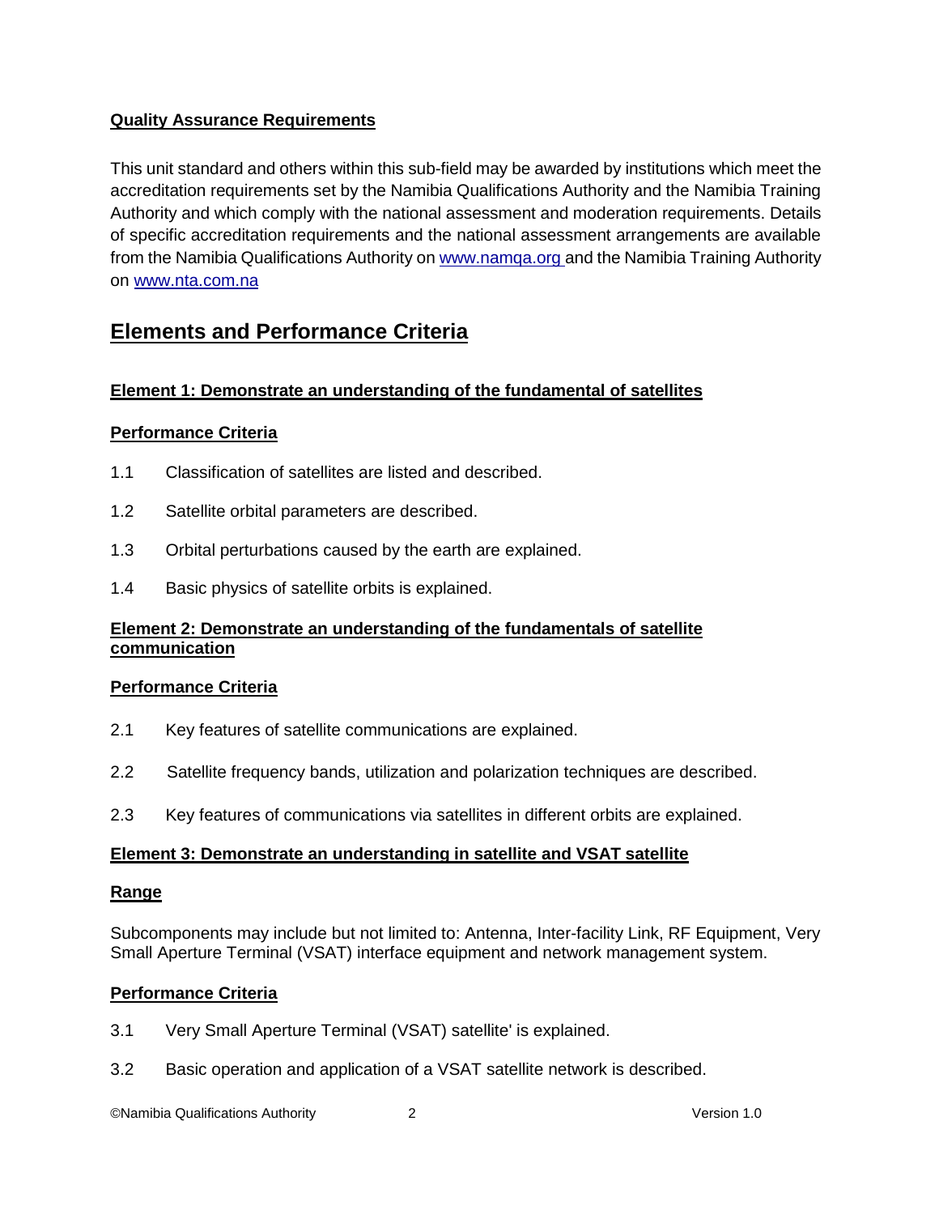**Quality Assurance Requirements**

This unit standard and others within this sub-field may be awarded by institutions which meet the accreditation requirements set by the Namibia Qualifications Authority and the Namibia Training Authority and which comply with the national assessment and moderation requirements. Details of specific accreditation requirements and the national assessment arrangements are available from the Namibia Qualifications Authority on www.namqa.org and the Namibia Training Authority on www.nta.com.na

## Elements and Performance Criteria

**Element 1: Demonstrate an understanding of the fundamental of satellites**

**Performance Criteria**

1.1 Classification of satellites are listed and described.

1.2 Satellite orbital parameters are described.

1.3 Orbital perturbations caused by the earth are explained.

1.4 Basic physics of satellite orbits is explained.

**Element 2: Demonstrate an understanding of the fundamentals of satellite communication**

**Performance Criteria**

2.1 Key features of satellite communications are explained.

2.2 Satellite frequency bands, utilization and polarization techniques are described.

2.3 Key features of communications via satellites in different orbits are explained.

**Element 3: Demonstrate an understanding in satellite and VSAT satellite**

**Range**

Subcomponents may include but not limited to: Antenna, Inter-facility Link, RF Equipment, Very Small Aperture Terminal (VSAT) interface equipment and network management system.

**Performance Criteria**

3.1 Very Small Aperture Terminal (VSAT) satellite' is explained.

3.2 Basic operation and application of a VSAT satellite network is described.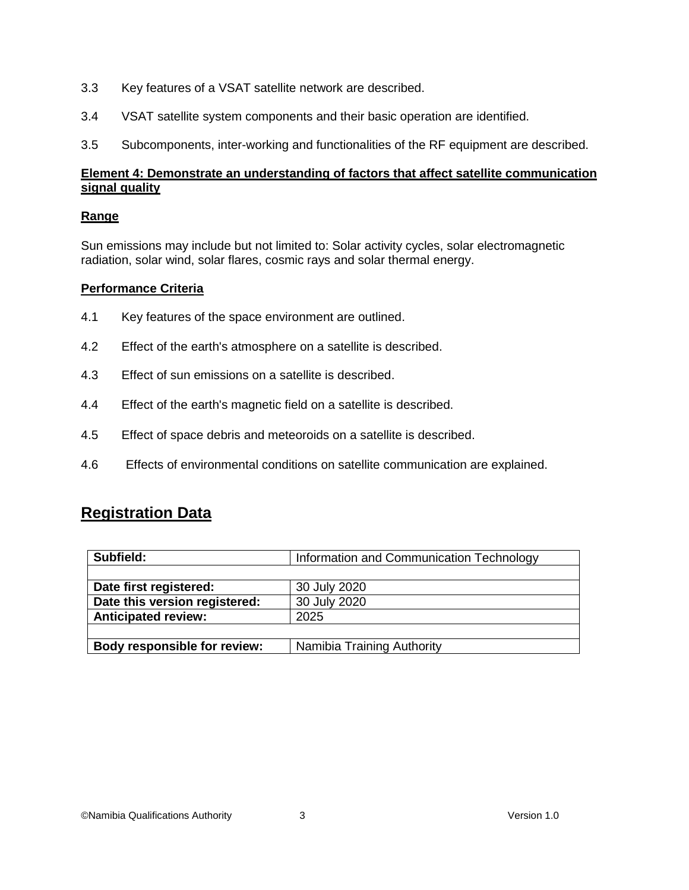3.3 Key features of a VSAT satellite network are described.

3.4 VSAT satellite system components and their basic operation are identified.

3.5 Subcomponents, inter-working and functionalities of the RF equipment are described.

**Element 4: Demonstrate an understanding of factors that affect satellite communication signal quality**

**Range**

Sun emissions may include but not limited to: Solar activity cycles, solar electromagnetic radiation, solar wind, solar flares, cosmic rays and solar thermal energy.

**Performance Criteria**

4.1 Key features of the space environment are outlined.

4.2 Effect of the earth's atmosphere on a satellite is described.

4.3 Effect of sun emissions on a satellite is described.

4.4 Effect of the earth's magnetic field on a satellite is described.

4.5 Effect of space debris and meteoroids on a satellite is described.

4.6 Effects of environmental conditions on satellite communication are explained.

## Registration Data

| | |
|---|---|
| **Subfield:** | Information and Communication Technology |
| | |
| **Date first registered:** | 30 July 2020 |
| **Date this version registered:** | 30 July 2020 |
| **Anticipated review:** | 2025 |
| | |
| **Body responsible for review:** | Namibia Training Authority |